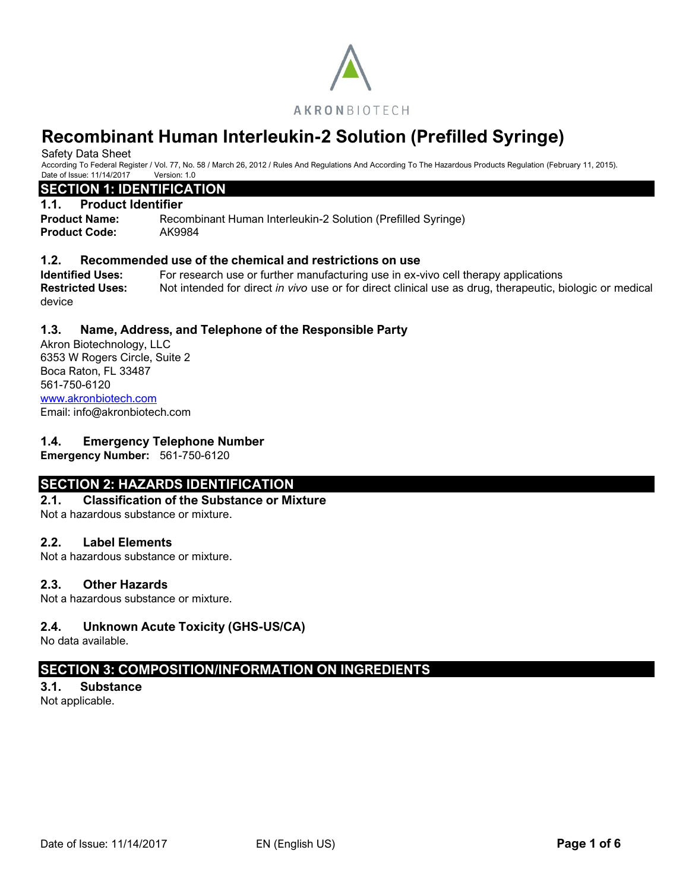AKRONBIOTECH

# Recombinant Human Interleukin-2 Solution (Prefilled Syringe)

Safety Data Sheet

According To Federal Register / Vol. 77, No. 58 / March 26, 2012 / Rules And Regulations And According To The Hazardous Products Regulation (February 11, 2015).

Date of Issue: 11/14/2017 Version: 1.0

## SECTION 1: IDENTIFICATION

### 1.1. Product Identifier

**Product Name:** Recombinant Human Interleukin-2 Solution (Prefilled Syringe)

**Product Code:** AK9984

### 1.2. Recommended use of the chemical and restrictions on use

**Identified Uses:** For research use or further manufacturing use in ex-vivo cell therapy applications

**Restricted Uses:** Not intended for direct *in vivo* use or for direct clinical use as drug, therapeutic, biologic or medical device

### 1.3. Name, Address, and Telephone of the Responsible Party

Akron Biotechnology, LLC
6353 W Rogers Circle, Suite 2
Boca Raton, FL 33487
561-750-6120
www.akronbiotech.com
Email: info@akronbiotech.com

### 1.4. Emergency Telephone Number

**Emergency Number:** 561-750-6120

## SECTION 2: HAZARDS IDENTIFICATION

### 2.1. Classification of the Substance or Mixture

Not a hazardous substance or mixture.

### 2.2. Label Elements

Not a hazardous substance or mixture.

### 2.3. Other Hazards

Not a hazardous substance or mixture.

### 2.4. Unknown Acute Toxicity (GHS-US/CA)

No data available.

## SECTION 3: COMPOSITION/INFORMATION ON INGREDIENTS

### 3.1. Substance

Not applicable.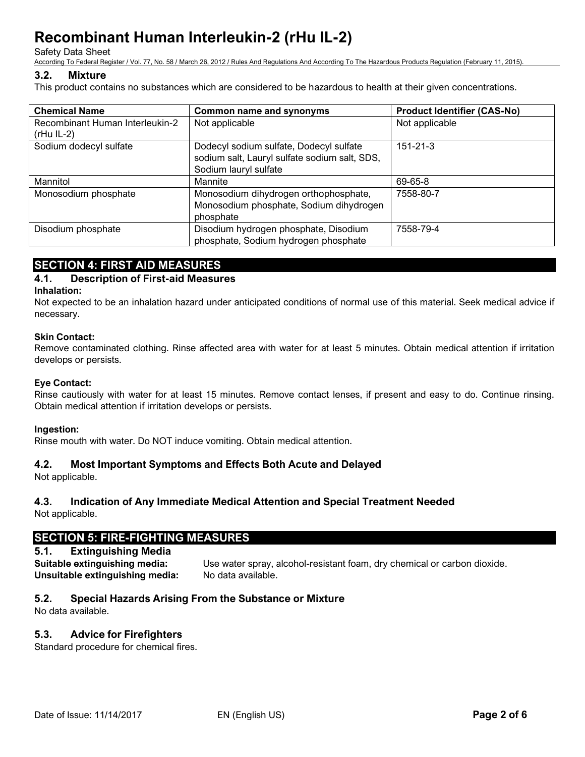### 3.2. Mixture

This product contains no substances which are considered to be hazardous to health at their given concentrations.

| Chemical Name | Common name and synonyms | Product Identifier (CAS-No) |
|---|---|---|
| Recombinant Human Interleukin-2 (rHu IL-2) | Not applicable | Not applicable |
| Sodium dodecyl sulfate | Dodecyl sodium sulfate, Dodecyl sulfate sodium salt, Lauryl sulfate sodium salt, SDS, Sodium lauryl sulfate | 151-21-3 |
| Mannitol | Mannite | 69-65-8 |
| Monosodium phosphate | Monosodium dihydrogen orthophosphate, Monosodium phosphate, Sodium dihydrogen phosphate | 7558-80-7 |
| Disodium phosphate | Disodium hydrogen phosphate, Disodium phosphate, Sodium hydrogen phosphate | 7558-79-4 |

## SECTION 4: FIRST AID MEASURES

### 4.1. Description of First-aid Measures

**Inhalation:**

Not expected to be an inhalation hazard under anticipated conditions of normal use of this material. Seek medical advice if necessary.

**Skin Contact:**

Remove contaminated clothing. Rinse affected area with water for at least 5 minutes. Obtain medical attention if irritation develops or persists.

**Eye Contact:**

Rinse cautiously with water for at least 15 minutes. Remove contact lenses, if present and easy to do. Continue rinsing. Obtain medical attention if irritation develops or persists.

**Ingestion:**

Rinse mouth with water. Do NOT induce vomiting. Obtain medical attention.

### 4.2. Most Important Symptoms and Effects Both Acute and Delayed

Not applicable.

### 4.3. Indication of Any Immediate Medical Attention and Special Treatment Needed

Not applicable.

## SECTION 5: FIRE-FIGHTING MEASURES

### 5.1. Extinguishing Media

**Suitable extinguishing media:** Use water spray, alcohol-resistant foam, dry chemical or carbon dioxide.

**Unsuitable extinguishing media:** No data available.

### 5.2. Special Hazards Arising From the Substance or Mixture

No data available.

### 5.3. Advice for Firefighters

Standard procedure for chemical fires.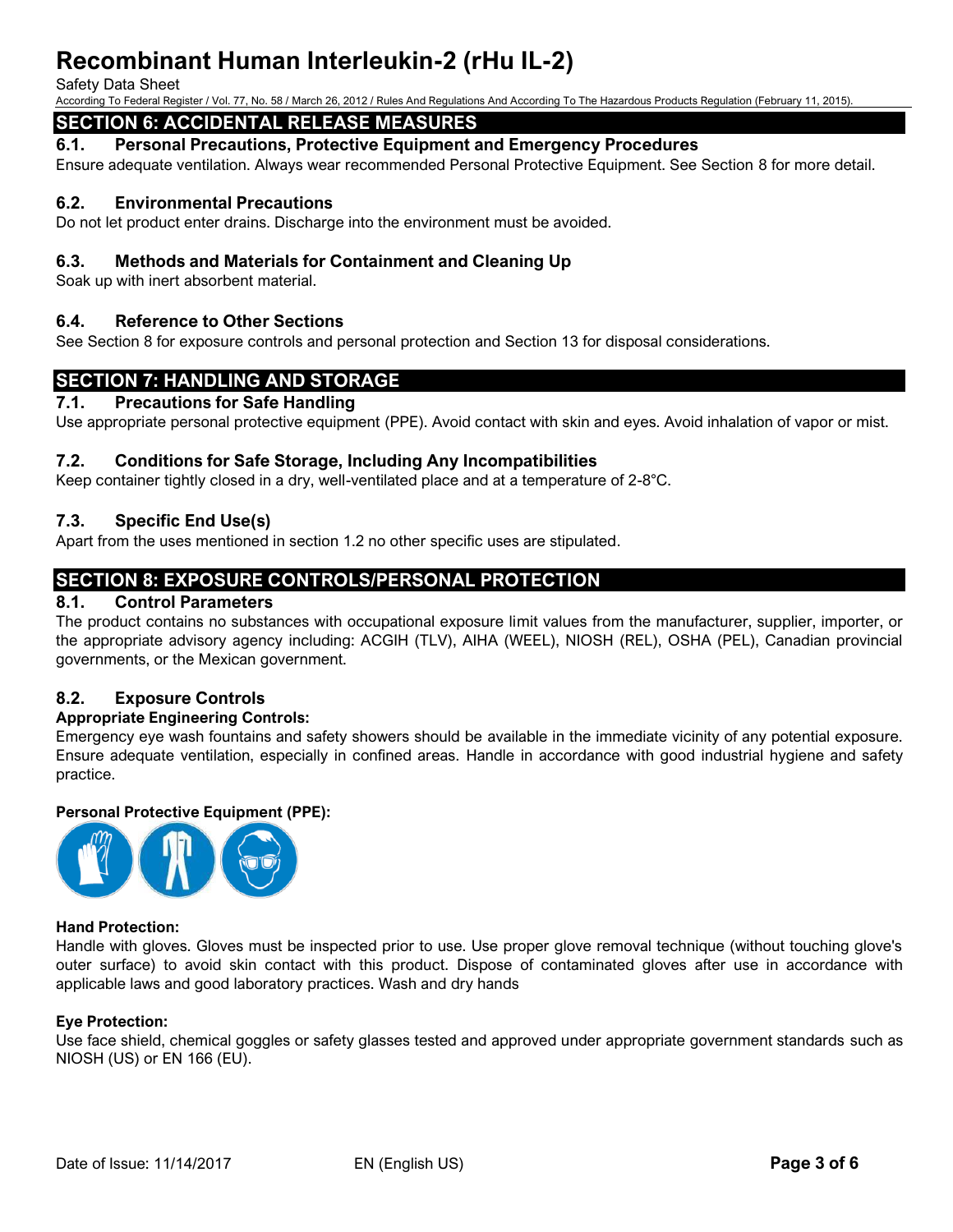## SECTION 6: ACCIDENTAL RELEASE MEASURES

### 6.1. Personal Precautions, Protective Equipment and Emergency Procedures

Ensure adequate ventilation. Always wear recommended Personal Protective Equipment. See Section 8 for more detail.

### 6.2. Environmental Precautions

Do not let product enter drains. Discharge into the environment must be avoided.

### 6.3. Methods and Materials for Containment and Cleaning Up

Soak up with inert absorbent material.

### 6.4. Reference to Other Sections

See Section 8 for exposure controls and personal protection and Section 13 for disposal considerations.

## SECTION 7: HANDLING AND STORAGE

### 7.1. Precautions for Safe Handling

Use appropriate personal protective equipment (PPE). Avoid contact with skin and eyes. Avoid inhalation of vapor or mist.

### 7.2. Conditions for Safe Storage, Including Any Incompatibilities

Keep container tightly closed in a dry, well-ventilated place and at a temperature of 2-8°C.

### 7.3. Specific End Use(s)

Apart from the uses mentioned in section 1.2 no other specific uses are stipulated.

## SECTION 8: EXPOSURE CONTROLS/PERSONAL PROTECTION

### 8.1. Control Parameters

The product contains no substances with occupational exposure limit values from the manufacturer, supplier, importer, or the appropriate advisory agency including: ACGIH (TLV), AIHA (WEEL), NIOSH (REL), OSHA (PEL), Canadian provincial governments, or the Mexican government.

### 8.2. Exposure Controls

**Appropriate Engineering Controls:**

Emergency eye wash fountains and safety showers should be available in the immediate vicinity of any potential exposure. Ensure adequate ventilation, especially in confined areas. Handle in accordance with good industrial hygiene and safety practice.

**Personal Protective Equipment (PPE):**

**Hand Protection:**

Handle with gloves. Gloves must be inspected prior to use. Use proper glove removal technique (without touching glove's outer surface) to avoid skin contact with this product. Dispose of contaminated gloves after use in accordance with applicable laws and good laboratory practices. Wash and dry hands

**Eye Protection:**

Use face shield, chemical goggles or safety glasses tested and approved under appropriate government standards such as NIOSH (US) or EN 166 (EU).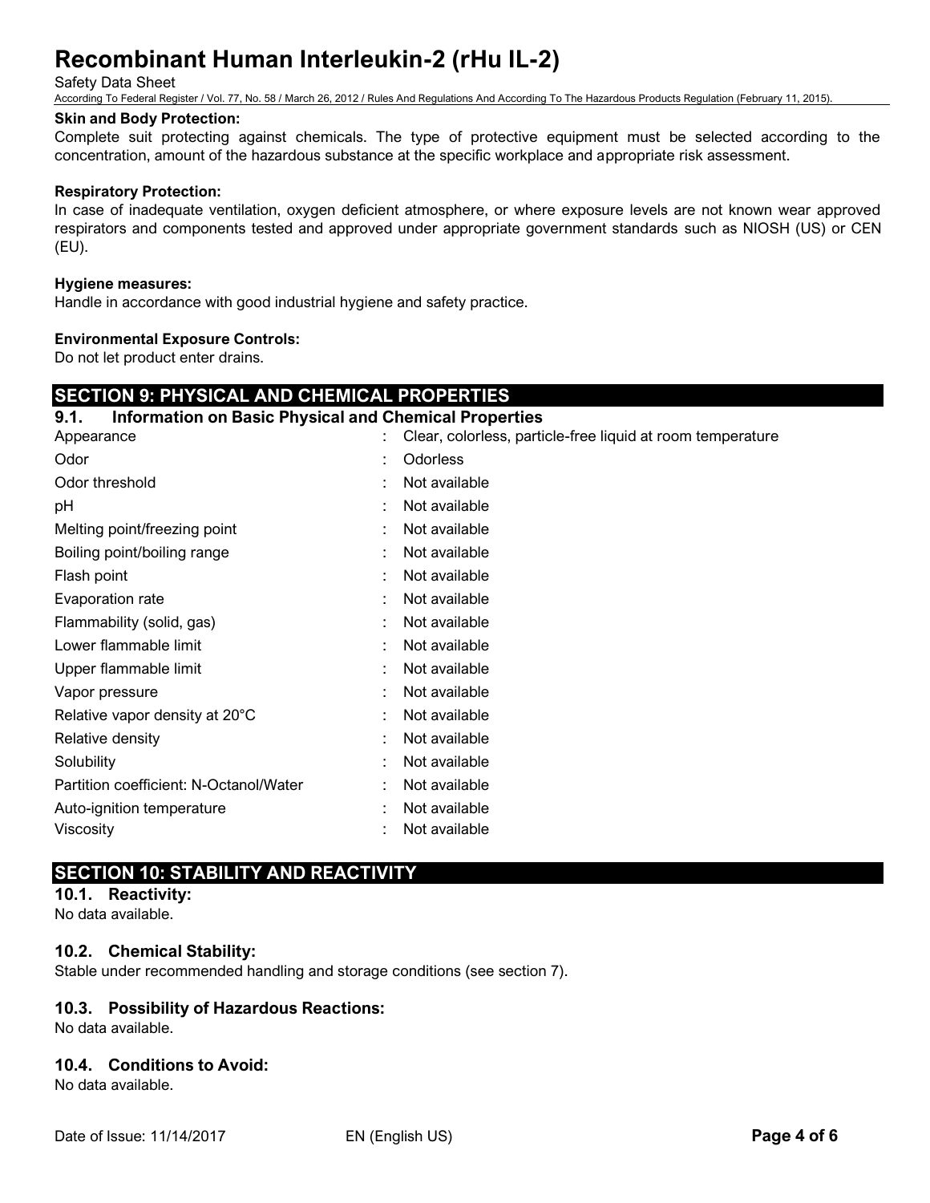**Skin and Body Protection:**

Complete suit protecting against chemicals. The type of protective equipment must be selected according to the concentration, amount of the hazardous substance at the specific workplace and appropriate risk assessment.

**Respiratory Protection:**

In case of inadequate ventilation, oxygen deficient atmosphere, or where exposure levels are not known wear approved respirators and components tested and approved under appropriate government standards such as NIOSH (US) or CEN (EU).

**Hygiene measures:**

Handle in accordance with good industrial hygiene and safety practice.

**Environmental Exposure Controls:**

Do not let product enter drains.

## SECTION 9: PHYSICAL AND CHEMICAL PROPERTIES

### 9.1. Information on Basic Physical and Chemical Properties

| Property | Value |
|---|---|
| Appearance | Clear, colorless, particle-free liquid at room temperature |
| Odor | Odorless |
| Odor threshold | Not available |
| pH | Not available |
| Melting point/freezing point | Not available |
| Boiling point/boiling range | Not available |
| Flash point | Not available |
| Evaporation rate | Not available |
| Flammability (solid, gas) | Not available |
| Lower flammable limit | Not available |
| Upper flammable limit | Not available |
| Vapor pressure | Not available |
| Relative vapor density at 20°C | Not available |
| Relative density | Not available |
| Solubility | Not available |
| Partition coefficient: N-Octanol/Water | Not available |
| Auto-ignition temperature | Not available |
| Viscosity | Not available |

## SECTION 10: STABILITY AND REACTIVITY

### 10.1. Reactivity:

No data available.

### 10.2. Chemical Stability:

Stable under recommended handling and storage conditions (see section 7).

### 10.3. Possibility of Hazardous Reactions:

No data available.

### 10.4. Conditions to Avoid:

No data available.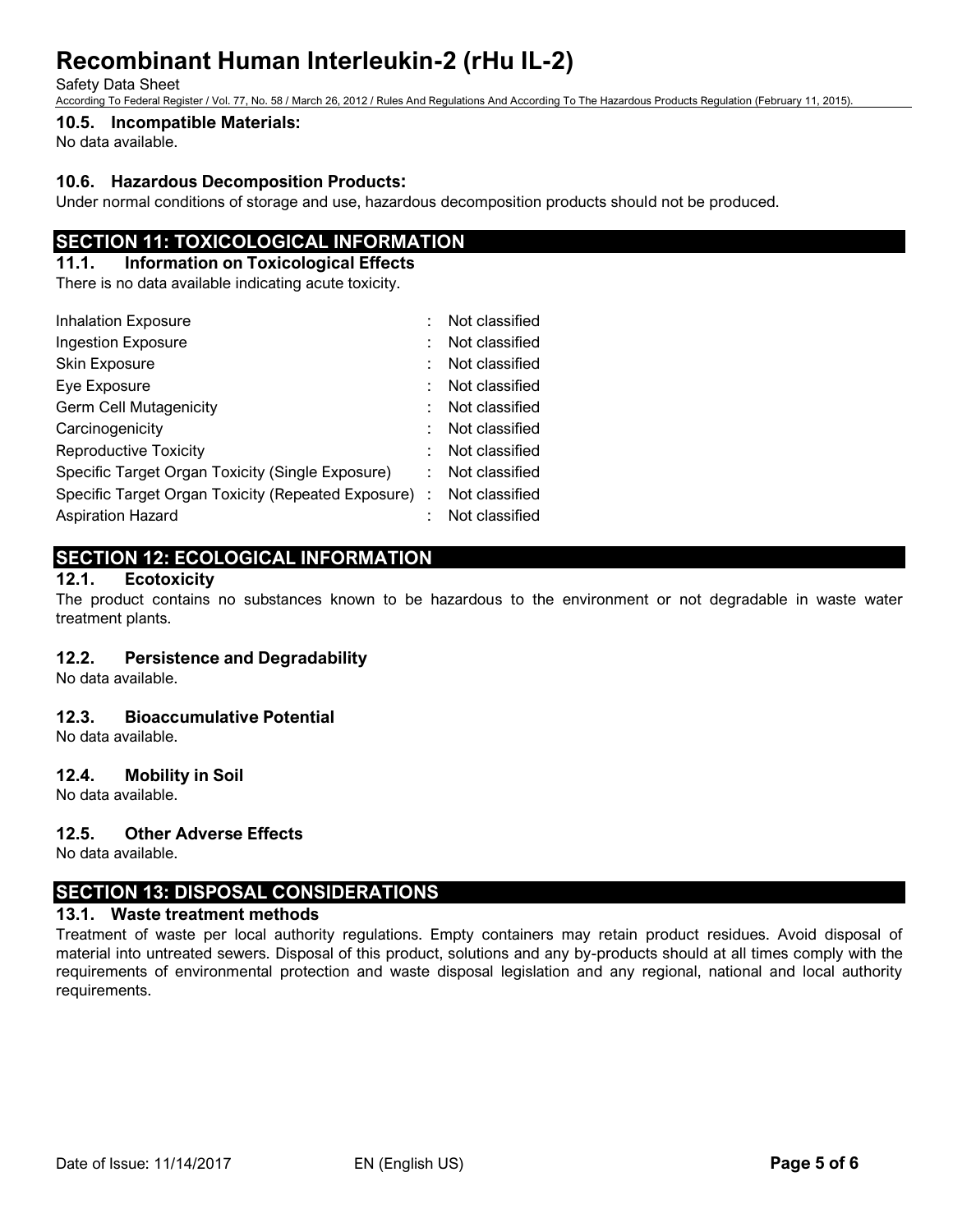### 10.5. Incompatible Materials:

No data available.

### 10.6. Hazardous Decomposition Products:

Under normal conditions of storage and use, hazardous decomposition products should not be produced.

## SECTION 11: TOXICOLOGICAL INFORMATION

### 11.1. Information on Toxicological Effects

There is no data available indicating acute toxicity.

| | | |
|---|---|---|
| Inhalation Exposure | : | Not classified |
| Ingestion Exposure | : | Not classified |
| Skin Exposure | : | Not classified |
| Eye Exposure | : | Not classified |
| Germ Cell Mutagenicity | : | Not classified |
| Carcinogenicity | : | Not classified |
| Reproductive Toxicity | : | Not classified |
| Specific Target Organ Toxicity (Single Exposure) | : | Not classified |
| Specific Target Organ Toxicity (Repeated Exposure) | : | Not classified |
| Aspiration Hazard | : | Not classified |

## SECTION 12: ECOLOGICAL INFORMATION

### 12.1. Ecotoxicity

The product contains no substances known to be hazardous to the environment or not degradable in waste water treatment plants.

### 12.2. Persistence and Degradability

No data available.

### 12.3. Bioaccumulative Potential

No data available.

### 12.4. Mobility in Soil

No data available.

### 12.5. Other Adverse Effects

No data available.

## SECTION 13: DISPOSAL CONSIDERATIONS

### 13.1. Waste treatment methods

Treatment of waste per local authority regulations. Empty containers may retain product residues. Avoid disposal of material into untreated sewers. Disposal of this product, solutions and any by-products should at all times comply with the requirements of environmental protection and waste disposal legislation and any regional, national and local authority requirements.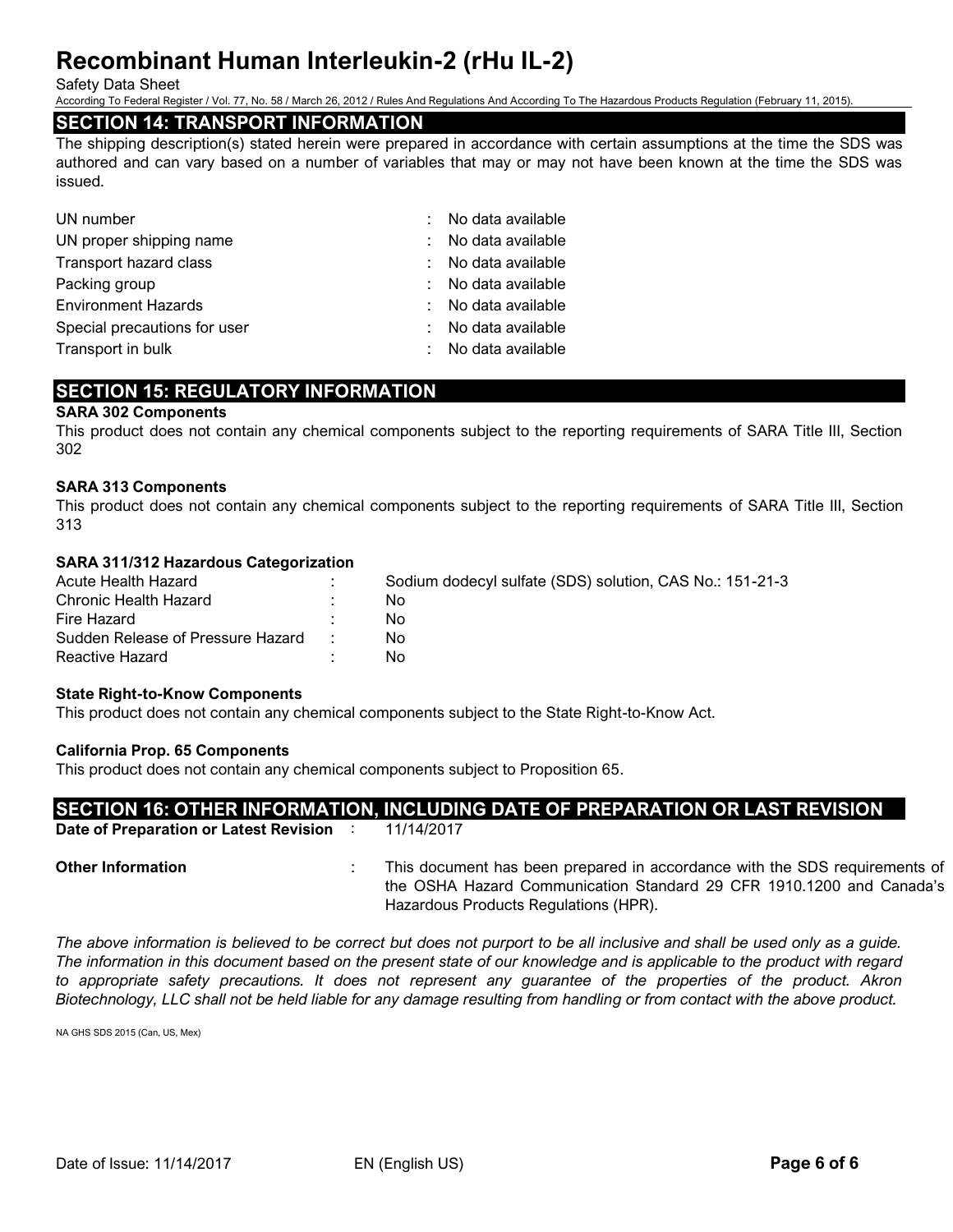## SECTION 14: TRANSPORT INFORMATION

The shipping description(s) stated herein were prepared in accordance with certain assumptions at the time the SDS was authored and can vary based on a number of variables that may or may not have been known at the time the SDS was issued.

| | | |
|---|---|---|
| UN number | : | No data available |
| UN proper shipping name | : | No data available |
| Transport hazard class | : | No data available |
| Packing group | : | No data available |
| Environment Hazards | : | No data available |
| Special precautions for user | : | No data available |
| Transport in bulk | : | No data available |

## SECTION 15: REGULATORY INFORMATION

**SARA 302 Components**

This product does not contain any chemical components subject to the reporting requirements of SARA Title III, Section 302

**SARA 313 Components**

This product does not contain any chemical components subject to the reporting requirements of SARA Title III, Section 313

**SARA 311/312 Hazardous Categorization**

| | | |
|---|---|---|
| Acute Health Hazard | : | Sodium dodecyl sulfate (SDS) solution, CAS No.: 151-21-3 |
| Chronic Health Hazard | : | No |
| Fire Hazard | : | No |
| Sudden Release of Pressure Hazard | : | No |
| Reactive Hazard | : | No |

**State Right-to-Know Components**

This product does not contain any chemical components subject to the State Right-to-Know Act.

**California Prop. 65 Components**

This product does not contain any chemical components subject to Proposition 65.

## SECTION 16: OTHER INFORMATION, INCLUDING DATE OF PREPARATION OR LAST REVISION

| | | |
|---|---|---|
| **Date of Preparation or Latest Revision** | : | 11/14/2017 |
| **Other Information** | : | This document has been prepared in accordance with the SDS requirements of the OSHA Hazard Communication Standard 29 CFR 1910.1200 and Canada's Hazardous Products Regulations (HPR). |

*The above information is believed to be correct but does not purport to be all inclusive and shall be used only as a guide. The information in this document based on the present state of our knowledge and is applicable to the product with regard to appropriate safety precautions. It does not represent any guarantee of the properties of the product. Akron Biotechnology, LLC shall not be held liable for any damage resulting from handling or from contact with the above product.*

NA GHS SDS 2015 (Can, US, Mex)